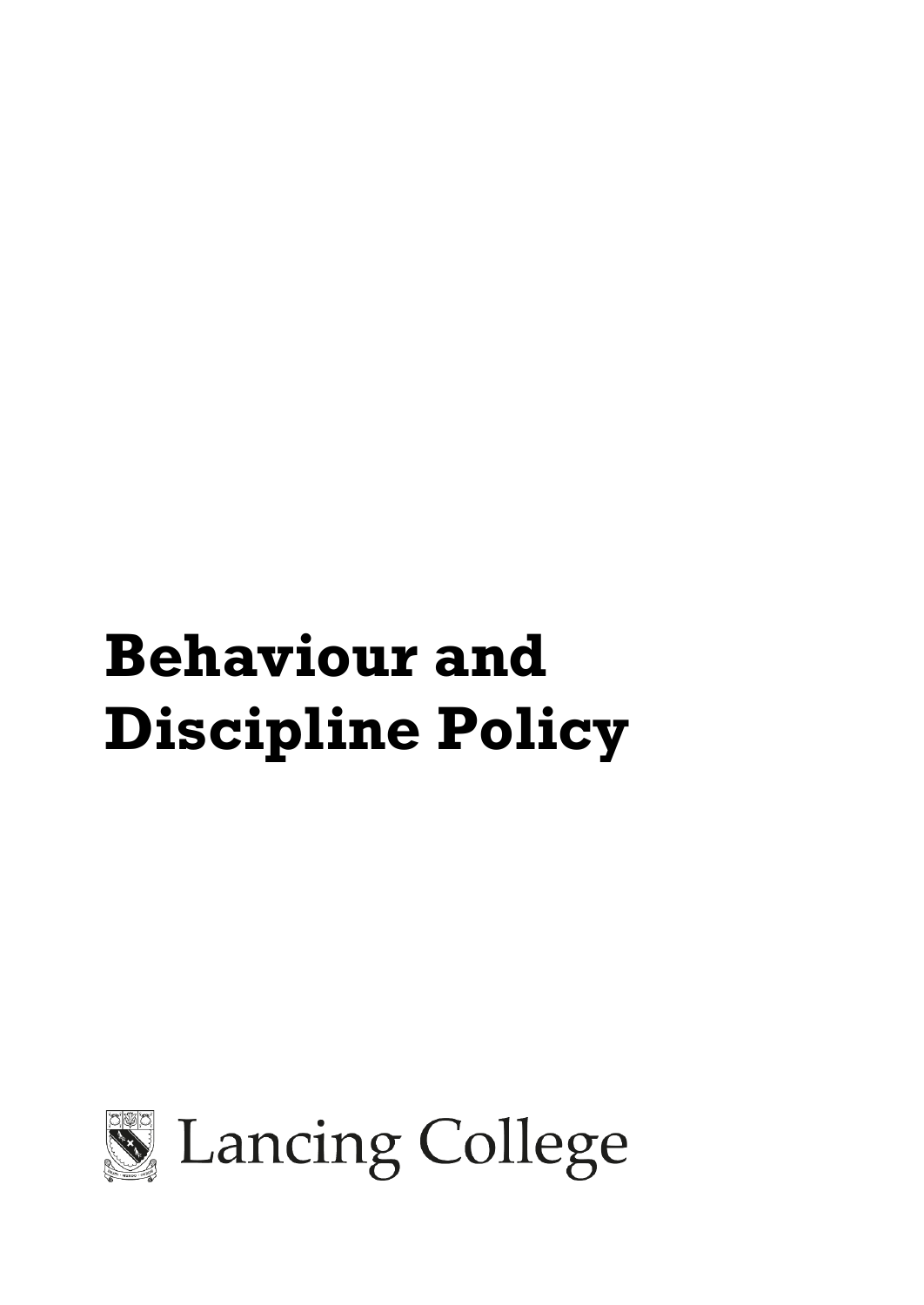# Behaviour and Discipline Policy

Lancing College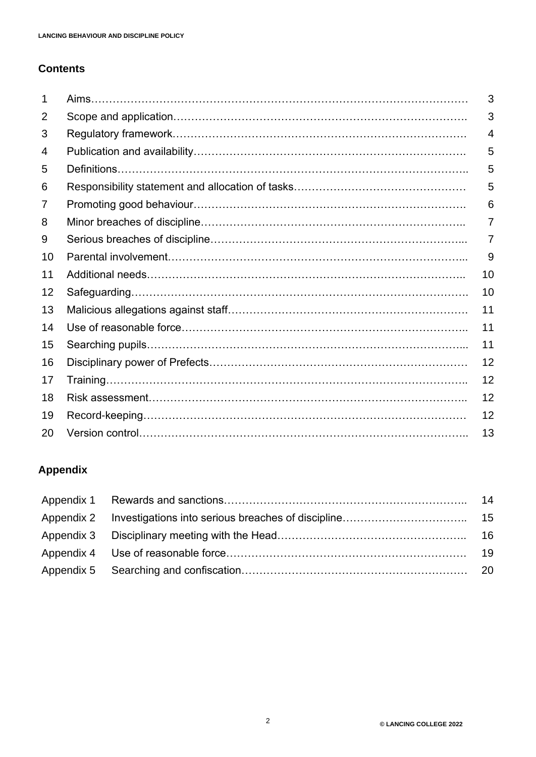## Contents

| | | |
|---|---|---|
| 1 | Aims | 3 |
| 2 | Scope and application | 3 |
| 3 | Regulatory framework | 4 |
| 4 | Publication and availability | 5 |
| 5 | Definitions | 5 |
| 6 | Responsibility statement and allocation of tasks | 5 |
| 7 | Promoting good behaviour | 6 |
| 8 | Minor breaches of discipline | 7 |
| 9 | Serious breaches of discipline | 7 |
| 10 | Parental involvement | 9 |
| 11 | Additional needs | 10 |
| 12 | Safeguarding | 10 |
| 13 | Malicious allegations against staff | 11 |
| 14 | Use of reasonable force | 11 |
| 15 | Searching pupils | 11 |
| 16 | Disciplinary power of Prefects | 12 |
| 17 | Training | 12 |
| 18 | Risk assessment | 12 |
| 19 | Record-keeping | 12 |
| 20 | Version control | 13 |

## Appendix

| | | |
|---|---|---|
| Appendix 1 | Rewards and sanctions | 14 |
| Appendix 2 | Investigations into serious breaches of discipline | 15 |
| Appendix 3 | Disciplinary meeting with the Head | 16 |
| Appendix 4 | Use of reasonable force | 19 |
| Appendix 5 | Searching and confiscation | 20 |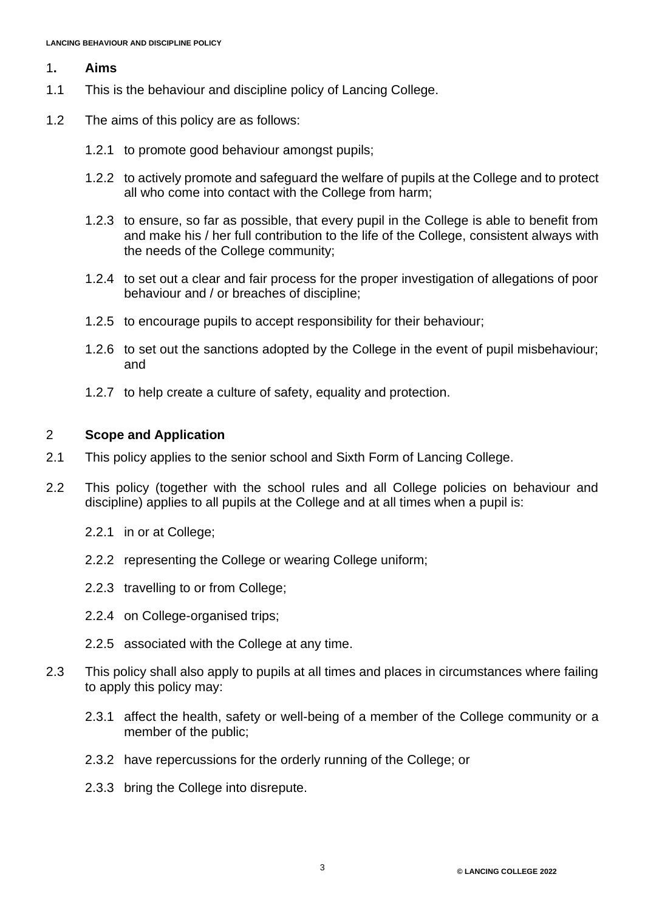## 1. Aims

1.1 This is the behaviour and discipline policy of Lancing College.

1.2 The aims of this policy are as follows:

1.2.1 to promote good behaviour amongst pupils;

1.2.2 to actively promote and safeguard the welfare of pupils at the College and to protect all who come into contact with the College from harm;

1.2.3 to ensure, so far as possible, that every pupil in the College is able to benefit from and make his / her full contribution to the life of the College, consistent always with the needs of the College community;

1.2.4 to set out a clear and fair process for the proper investigation of allegations of poor behaviour and / or breaches of discipline;

1.2.5 to encourage pupils to accept responsibility for their behaviour;

1.2.6 to set out the sanctions adopted by the College in the event of pupil misbehaviour; and

1.2.7 to help create a culture of safety, equality and protection.

## 2 Scope and Application

2.1 This policy applies to the senior school and Sixth Form of Lancing College.

2.2 This policy (together with the school rules and all College policies on behaviour and discipline) applies to all pupils at the College and at all times when a pupil is:

2.2.1 in or at College;

2.2.2 representing the College or wearing College uniform;

2.2.3 travelling to or from College;

2.2.4 on College-organised trips;

2.2.5 associated with the College at any time.

2.3 This policy shall also apply to pupils at all times and places in circumstances where failing to apply this policy may:

2.3.1 affect the health, safety or well-being of a member of the College community or a member of the public;

2.3.2 have repercussions for the orderly running of the College; or

2.3.3 bring the College into disrepute.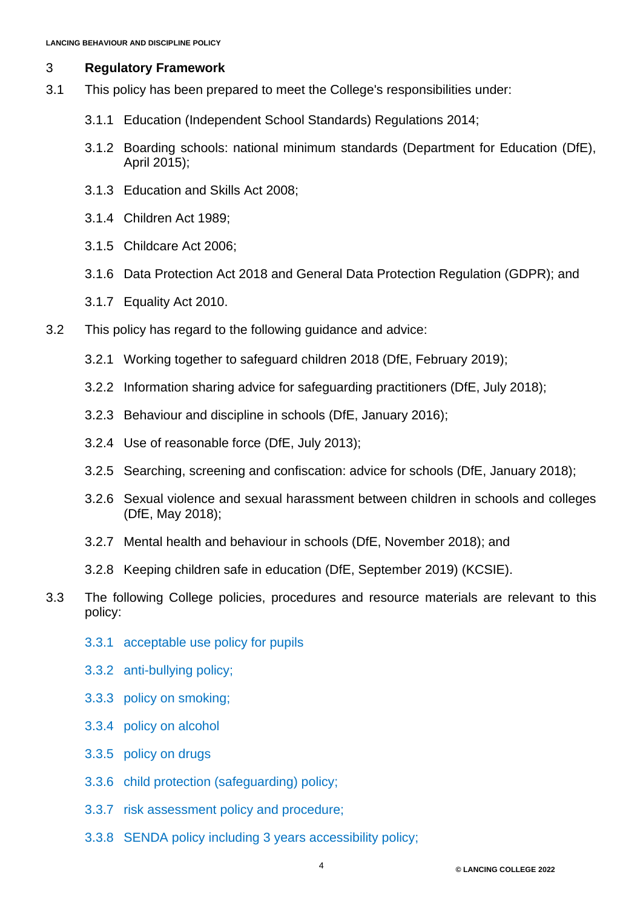## 3 Regulatory Framework

3.1 This policy has been prepared to meet the College's responsibilities under:

3.1.1 Education (Independent School Standards) Regulations 2014;

3.1.2 Boarding schools: national minimum standards (Department for Education (DfE), April 2015);

3.1.3 Education and Skills Act 2008;

3.1.4 Children Act 1989;

3.1.5 Childcare Act 2006;

3.1.6 Data Protection Act 2018 and General Data Protection Regulation (GDPR); and

3.1.7 Equality Act 2010.

3.2 This policy has regard to the following guidance and advice:

3.2.1 Working together to safeguard children 2018 (DfE, February 2019);

3.2.2 Information sharing advice for safeguarding practitioners (DfE, July 2018);

3.2.3 Behaviour and discipline in schools (DfE, January 2016);

3.2.4 Use of reasonable force (DfE, July 2013);

3.2.5 Searching, screening and confiscation: advice for schools (DfE, January 2018);

3.2.6 Sexual violence and sexual harassment between children in schools and colleges (DfE, May 2018);

3.2.7 Mental health and behaviour in schools (DfE, November 2018); and

3.2.8 Keeping children safe in education (DfE, September 2019) (KCSIE).

3.3 The following College policies, procedures and resource materials are relevant to this policy:

3.3.1 acceptable use policy for pupils

3.3.2 anti-bullying policy;

3.3.3 policy on smoking;

3.3.4 policy on alcohol

3.3.5 policy on drugs

3.3.6 child protection (safeguarding) policy;

3.3.7 risk assessment policy and procedure;

3.3.8 SENDA policy including 3 years accessibility policy;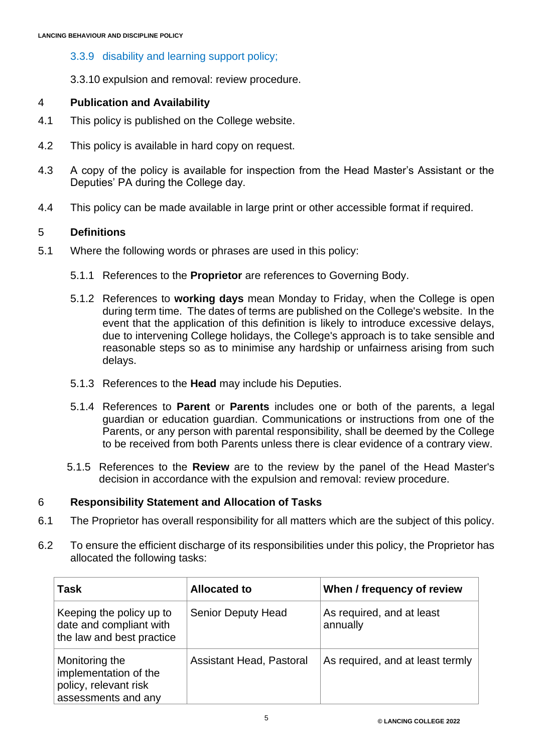3.3.9 disability and learning support policy;

3.3.10 expulsion and removal: review procedure.

## 4 Publication and Availability

4.1 This policy is published on the College website.

4.2 This policy is available in hard copy on request.

4.3 A copy of the policy is available for inspection from the Head Master's Assistant or the Deputies' PA during the College day.

4.4 This policy can be made available in large print or other accessible format if required.

## 5 Definitions

5.1 Where the following words or phrases are used in this policy:

5.1.1 References to the **Proprietor** are references to Governing Body.

5.1.2 References to **working days** mean Monday to Friday, when the College is open during term time. The dates of terms are published on the College's website. In the event that the application of this definition is likely to introduce excessive delays, due to intervening College holidays, the College's approach is to take sensible and reasonable steps so as to minimise any hardship or unfairness arising from such delays.

5.1.3 References to the **Head** may include his Deputies.

5.1.4 References to **Parent** or **Parents** includes one or both of the parents, a legal guardian or education guardian. Communications or instructions from one of the Parents, or any person with parental responsibility, shall be deemed by the College to be received from both Parents unless there is clear evidence of a contrary view.

5.1.5 References to the **Review** are to the review by the panel of the Head Master's decision in accordance with the expulsion and removal: review procedure.

## 6 Responsibility Statement and Allocation of Tasks

6.1 The Proprietor has overall responsibility for all matters which are the subject of this policy.

6.2 To ensure the efficient discharge of its responsibilities under this policy, the Proprietor has allocated the following tasks:

| Task | Allocated to | When / frequency of review |
|---|---|---|
| Keeping the policy up to date and compliant with the law and best practice | Senior Deputy Head | As required, and at least annually |
| Monitoring the implementation of the policy, relevant risk assessments and any | Assistant Head, Pastoral | As required, and at least termly |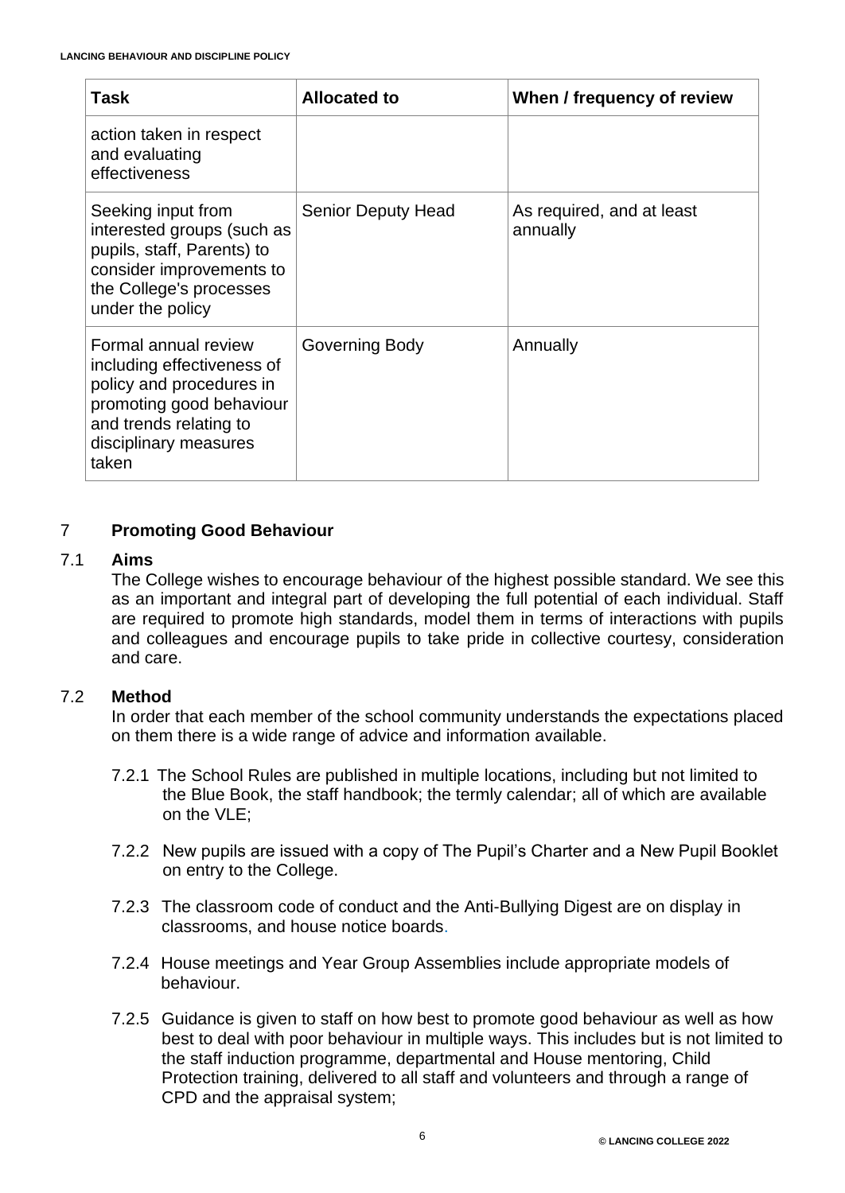| Task | Allocated to | When / frequency of review |
| --- | --- | --- |
| action taken in respect and evaluating effectiveness | | |
| Seeking input from interested groups (such as pupils, staff, Parents) to consider improvements to the College's processes under the policy | Senior Deputy Head | As required, and at least annually |
| Formal annual review including effectiveness of policy and procedures in promoting good behaviour and trends relating to disciplinary measures taken | Governing Body | Annually |

## 7 Promoting Good Behaviour

### 7.1 Aims

The College wishes to encourage behaviour of the highest possible standard. We see this as an important and integral part of developing the full potential of each individual. Staff are required to promote high standards, model them in terms of interactions with pupils and colleagues and encourage pupils to take pride in collective courtesy, consideration and care.

### 7.2 Method

In order that each member of the school community understands the expectations placed on them there is a wide range of advice and information available.

7.2.1 The School Rules are published in multiple locations, including but not limited to the Blue Book, the staff handbook; the termly calendar; all of which are available on the VLE;

7.2.2 New pupils are issued with a copy of The Pupil's Charter and a New Pupil Booklet on entry to the College.

7.2.3 The classroom code of conduct and the Anti-Bullying Digest are on display in classrooms, and house notice boards.

7.2.4 House meetings and Year Group Assemblies include appropriate models of behaviour.

7.2.5 Guidance is given to staff on how best to promote good behaviour as well as how best to deal with poor behaviour in multiple ways. This includes but is not limited to the staff induction programme, departmental and House mentoring, Child Protection training, delivered to all staff and volunteers and through a range of CPD and the appraisal system;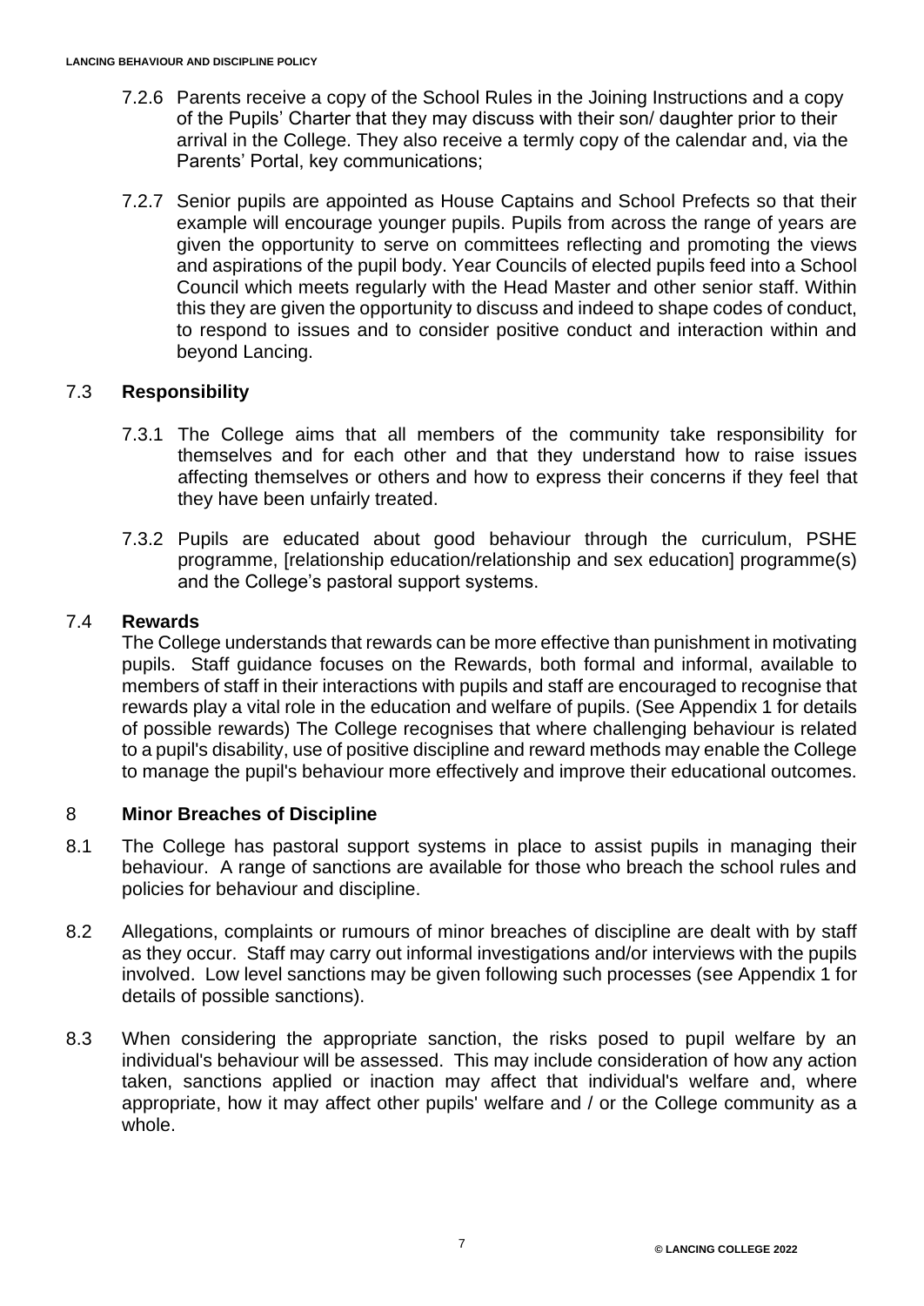7.2.6 Parents receive a copy of the School Rules in the Joining Instructions and a copy of the Pupils' Charter that they may discuss with their son/ daughter prior to their arrival in the College. They also receive a termly copy of the calendar and, via the Parents' Portal, key communications;

7.2.7 Senior pupils are appointed as House Captains and School Prefects so that their example will encourage younger pupils. Pupils from across the range of years are given the opportunity to serve on committees reflecting and promoting the views and aspirations of the pupil body. Year Councils of elected pupils feed into a School Council which meets regularly with the Head Master and other senior staff. Within this they are given the opportunity to discuss and indeed to shape codes of conduct, to respond to issues and to consider positive conduct and interaction within and beyond Lancing.

### 7.3 Responsibility

7.3.1 The College aims that all members of the community take responsibility for themselves and for each other and that they understand how to raise issues affecting themselves or others and how to express their concerns if they feel that they have been unfairly treated.

7.3.2 Pupils are educated about good behaviour through the curriculum, PSHE programme, [relationship education/relationship and sex education] programme(s) and the College's pastoral support systems.

### 7.4 Rewards

The College understands that rewards can be more effective than punishment in motivating pupils. Staff guidance focuses on the Rewards, both formal and informal, available to members of staff in their interactions with pupils and staff are encouraged to recognise that rewards play a vital role in the education and welfare of pupils. (See Appendix 1 for details of possible rewards) The College recognises that where challenging behaviour is related to a pupil's disability, use of positive discipline and reward methods may enable the College to manage the pupil's behaviour more effectively and improve their educational outcomes.

## 8 Minor Breaches of Discipline

8.1 The College has pastoral support systems in place to assist pupils in managing their behaviour. A range of sanctions are available for those who breach the school rules and policies for behaviour and discipline.

8.2 Allegations, complaints or rumours of minor breaches of discipline are dealt with by staff as they occur. Staff may carry out informal investigations and/or interviews with the pupils involved. Low level sanctions may be given following such processes (see Appendix 1 for details of possible sanctions).

8.3 When considering the appropriate sanction, the risks posed to pupil welfare by an individual's behaviour will be assessed. This may include consideration of how any action taken, sanctions applied or inaction may affect that individual's welfare and, where appropriate, how it may affect other pupils' welfare and / or the College community as a whole.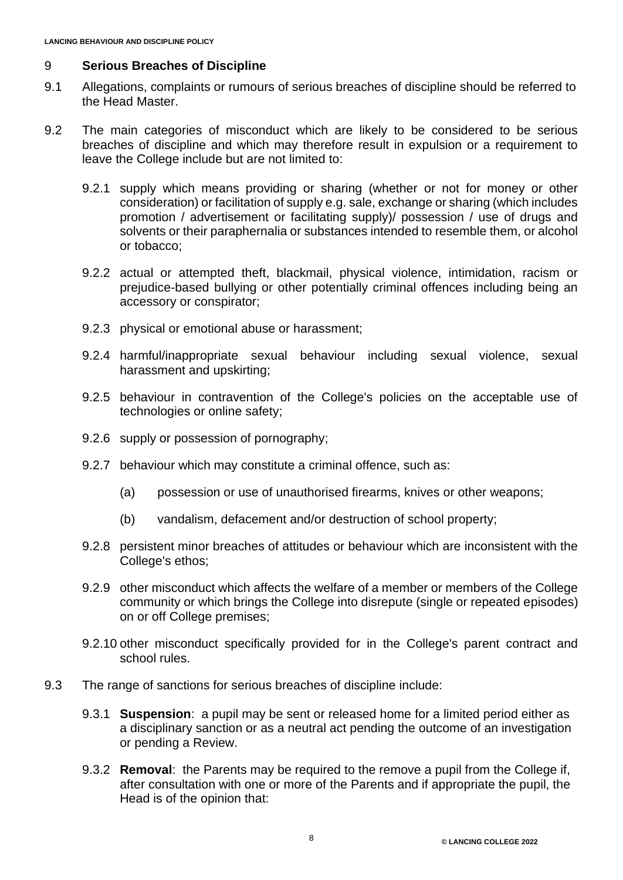## 9 **Serious Breaches of Discipline**

9.1 Allegations, complaints or rumours of serious breaches of discipline should be referred to the Head Master.

9.2 The main categories of misconduct which are likely to be considered to be serious breaches of discipline and which may therefore result in expulsion or a requirement to leave the College include but are not limited to:

9.2.1 supply which means providing or sharing (whether or not for money or other consideration) or facilitation of supply e.g. sale, exchange or sharing (which includes promotion / advertisement or facilitating supply)/ possession / use of drugs and solvents or their paraphernalia or substances intended to resemble them, or alcohol or tobacco;

9.2.2 actual or attempted theft, blackmail, physical violence, intimidation, racism or prejudice-based bullying or other potentially criminal offences including being an accessory or conspirator;

9.2.3 physical or emotional abuse or harassment;

9.2.4 harmful/inappropriate sexual behaviour including sexual violence, sexual harassment and upskirting;

9.2.5 behaviour in contravention of the College's policies on the acceptable use of technologies or online safety;

9.2.6 supply or possession of pornography;

9.2.7 behaviour which may constitute a criminal offence, such as:

(a) possession or use of unauthorised firearms, knives or other weapons;

(b) vandalism, defacement and/or destruction of school property;

9.2.8 persistent minor breaches of attitudes or behaviour which are inconsistent with the College's ethos;

9.2.9 other misconduct which affects the welfare of a member or members of the College community or which brings the College into disrepute (single or repeated episodes) on or off College premises;

9.2.10 other misconduct specifically provided for in the College's parent contract and school rules.

9.3 The range of sanctions for serious breaches of discipline include:

9.3.1 **Suspension**: a pupil may be sent or released home for a limited period either as a disciplinary sanction or as a neutral act pending the outcome of an investigation or pending a Review.

9.3.2 **Removal**: the Parents may be required to the remove a pupil from the College if, after consultation with one or more of the Parents and if appropriate the pupil, the Head is of the opinion that: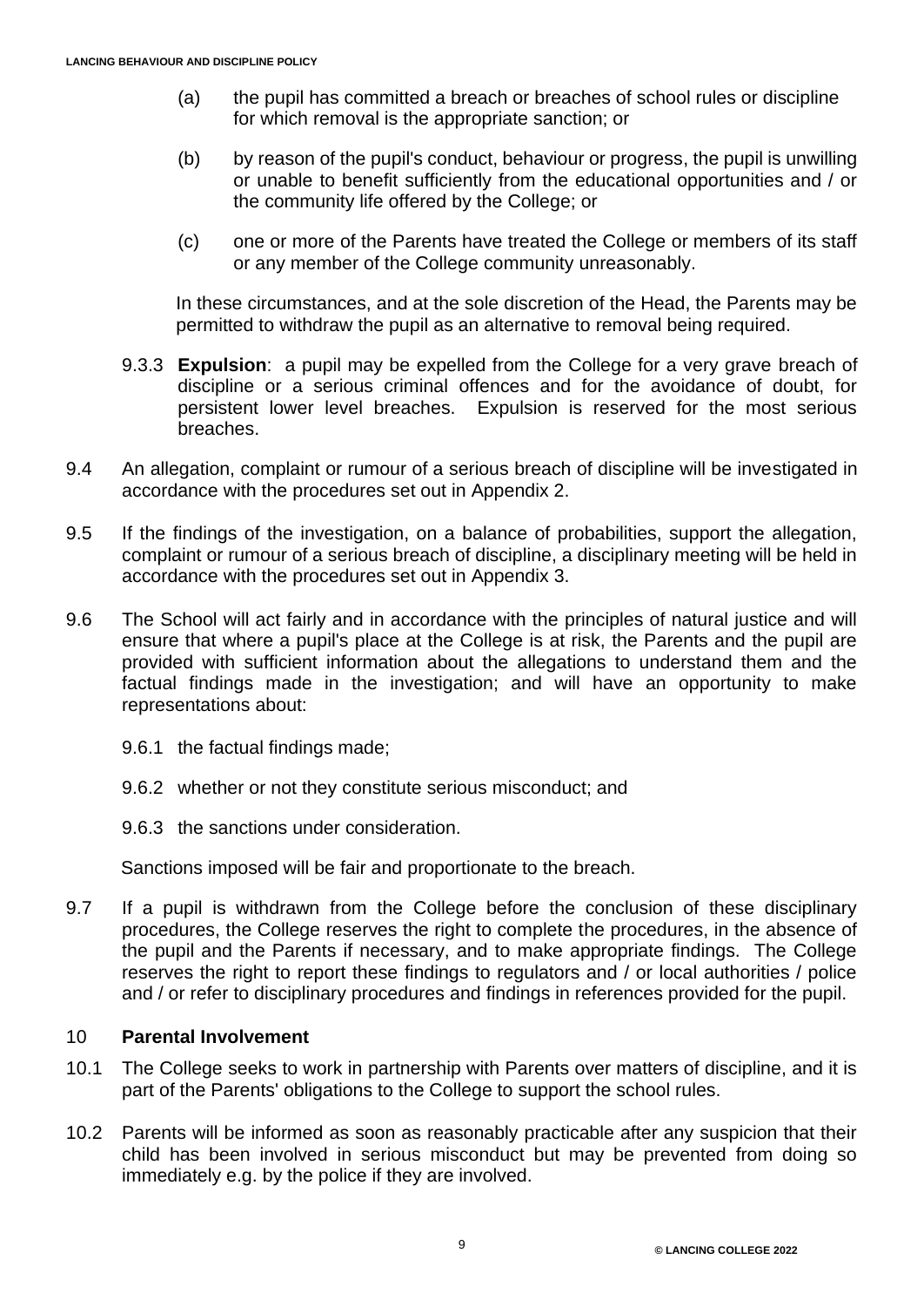(a) the pupil has committed a breach or breaches of school rules or discipline for which removal is the appropriate sanction; or

(b) by reason of the pupil's conduct, behaviour or progress, the pupil is unwilling or unable to benefit sufficiently from the educational opportunities and / or the community life offered by the College; or

(c) one or more of the Parents have treated the College or members of its staff or any member of the College community unreasonably.

In these circumstances, and at the sole discretion of the Head, the Parents may be permitted to withdraw the pupil as an alternative to removal being required.

9.3.3 **Expulsion**: a pupil may be expelled from the College for a very grave breach of discipline or a serious criminal offences and for the avoidance of doubt, for persistent lower level breaches. Expulsion is reserved for the most serious breaches.

9.4 An allegation, complaint or rumour of a serious breach of discipline will be investigated in accordance with the procedures set out in Appendix 2.

9.5 If the findings of the investigation, on a balance of probabilities, support the allegation, complaint or rumour of a serious breach of discipline, a disciplinary meeting will be held in accordance with the procedures set out in Appendix 3.

9.6 The School will act fairly and in accordance with the principles of natural justice and will ensure that where a pupil's place at the College is at risk, the Parents and the pupil are provided with sufficient information about the allegations to understand them and the factual findings made in the investigation; and will have an opportunity to make representations about:

9.6.1 the factual findings made;

9.6.2 whether or not they constitute serious misconduct; and

9.6.3 the sanctions under consideration.

Sanctions imposed will be fair and proportionate to the breach.

9.7 If a pupil is withdrawn from the College before the conclusion of these disciplinary procedures, the College reserves the right to complete the procedures, in the absence of the pupil and the Parents if necessary, and to make appropriate findings. The College reserves the right to report these findings to regulators and / or local authorities / police and / or refer to disciplinary procedures and findings in references provided for the pupil.

## 10 **Parental Involvement**

10.1 The College seeks to work in partnership with Parents over matters of discipline, and it is part of the Parents' obligations to the College to support the school rules.

10.2 Parents will be informed as soon as reasonably practicable after any suspicion that their child has been involved in serious misconduct but may be prevented from doing so immediately e.g. by the police if they are involved.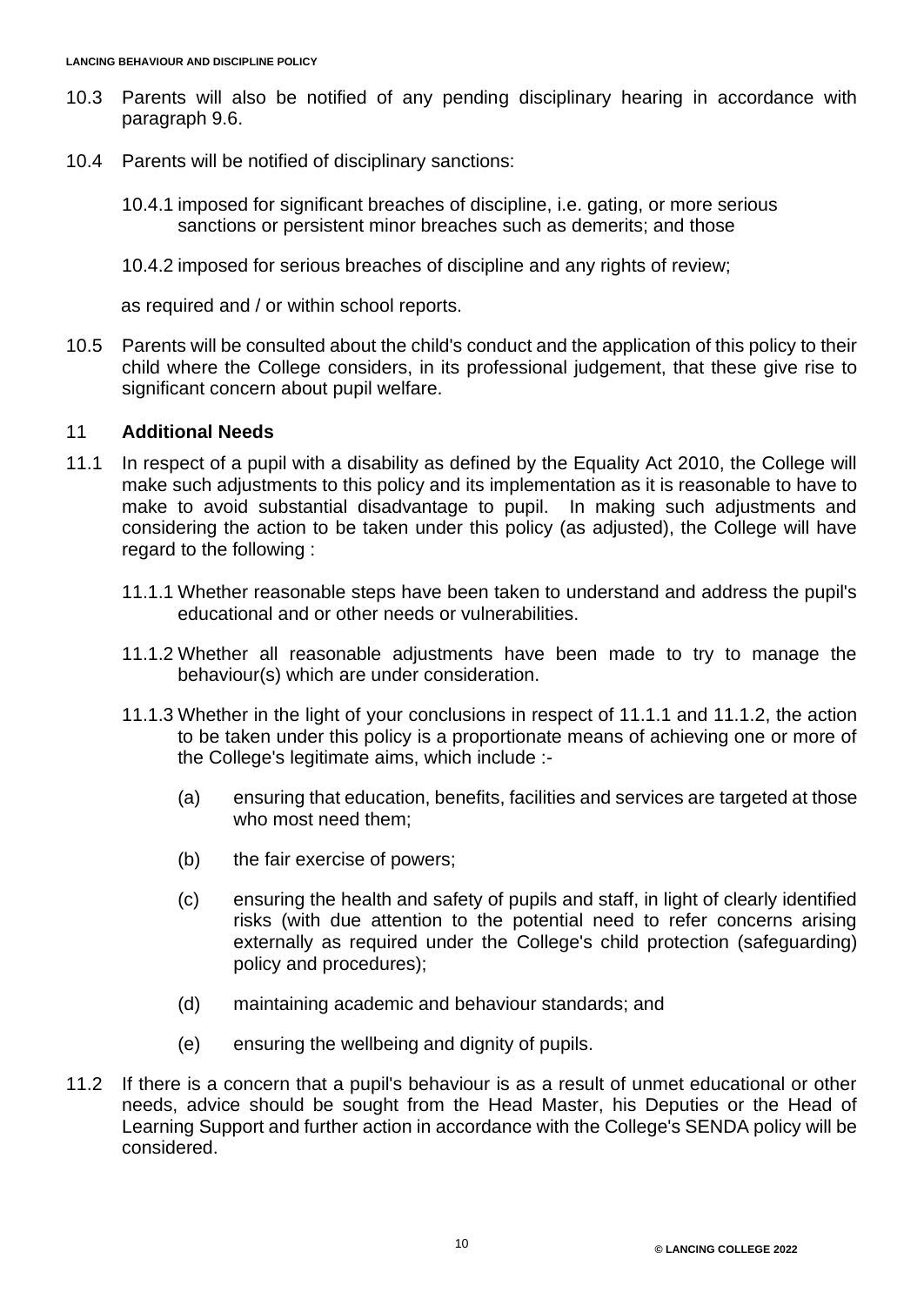10.3 Parents will also be notified of any pending disciplinary hearing in accordance with paragraph 9.6.

10.4 Parents will be notified of disciplinary sanctions:

10.4.1 imposed for significant breaches of discipline, i.e. gating, or more serious sanctions or persistent minor breaches such as demerits; and those

10.4.2 imposed for serious breaches of discipline and any rights of review;

as required and / or within school reports.

10.5 Parents will be consulted about the child's conduct and the application of this policy to their child where the College considers, in its professional judgement, that these give rise to significant concern about pupil welfare.

## 11 Additional Needs

11.1 In respect of a pupil with a disability as defined by the Equality Act 2010, the College will make such adjustments to this policy and its implementation as it is reasonable to have to make to avoid substantial disadvantage to pupil. In making such adjustments and considering the action to be taken under this policy (as adjusted), the College will have regard to the following :

11.1.1 Whether reasonable steps have been taken to understand and address the pupil's educational and or other needs or vulnerabilities.

11.1.2 Whether all reasonable adjustments have been made to try to manage the behaviour(s) which are under consideration.

11.1.3 Whether in the light of your conclusions in respect of 11.1.1 and 11.1.2, the action to be taken under this policy is a proportionate means of achieving one or more of the College's legitimate aims, which include :-

(a) ensuring that education, benefits, facilities and services are targeted at those who most need them;

(b) the fair exercise of powers;

(c) ensuring the health and safety of pupils and staff, in light of clearly identified risks (with due attention to the potential need to refer concerns arising externally as required under the College's child protection (safeguarding) policy and procedures);

(d) maintaining academic and behaviour standards; and

(e) ensuring the wellbeing and dignity of pupils.

11.2 If there is a concern that a pupil's behaviour is as a result of unmet educational or other needs, advice should be sought from the Head Master, his Deputies or the Head of Learning Support and further action in accordance with the College's SENDA policy will be considered.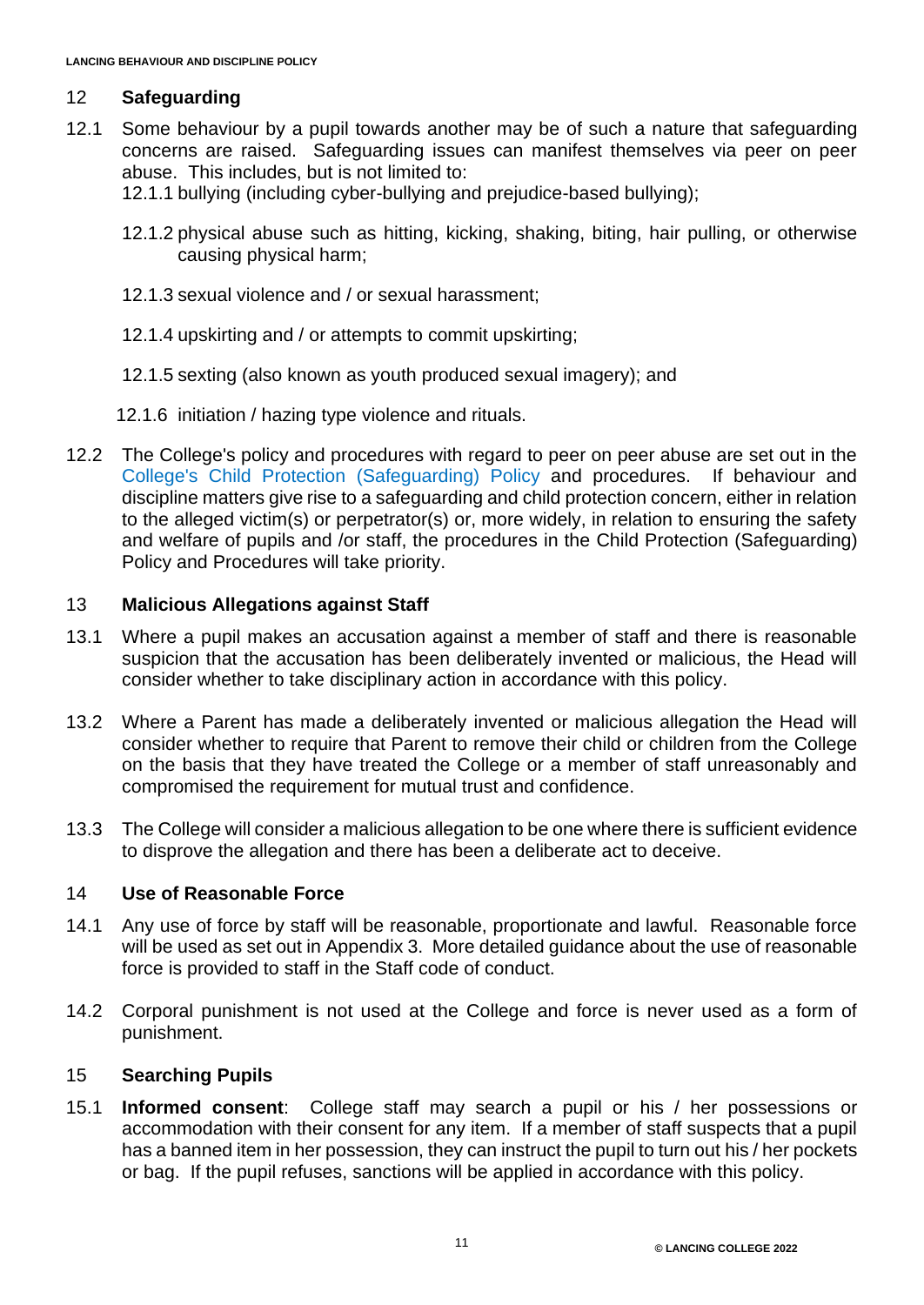## 12 Safeguarding

12.1 Some behaviour by a pupil towards another may be of such a nature that safeguarding concerns are raised. Safeguarding issues can manifest themselves via peer on peer abuse. This includes, but is not limited to:

12.1.1 bullying (including cyber-bullying and prejudice-based bullying);

12.1.2 physical abuse such as hitting, kicking, shaking, biting, hair pulling, or otherwise causing physical harm;

12.1.3 sexual violence and / or sexual harassment;

12.1.4 upskirting and / or attempts to commit upskirting;

12.1.5 sexting (also known as youth produced sexual imagery); and

12.1.6 initiation / hazing type violence and rituals.

12.2 The College's policy and procedures with regard to peer on peer abuse are set out in the College's Child Protection (Safeguarding) Policy and procedures. If behaviour and discipline matters give rise to a safeguarding and child protection concern, either in relation to the alleged victim(s) or perpetrator(s) or, more widely, in relation to ensuring the safety and welfare of pupils and /or staff, the procedures in the Child Protection (Safeguarding) Policy and Procedures will take priority.

## 13 Malicious Allegations against Staff

13.1 Where a pupil makes an accusation against a member of staff and there is reasonable suspicion that the accusation has been deliberately invented or malicious, the Head will consider whether to take disciplinary action in accordance with this policy.

13.2 Where a Parent has made a deliberately invented or malicious allegation the Head will consider whether to require that Parent to remove their child or children from the College on the basis that they have treated the College or a member of staff unreasonably and compromised the requirement for mutual trust and confidence.

13.3 The College will consider a malicious allegation to be one where there is sufficient evidence to disprove the allegation and there has been a deliberate act to deceive.

## 14 Use of Reasonable Force

14.1 Any use of force by staff will be reasonable, proportionate and lawful. Reasonable force will be used as set out in Appendix 3. More detailed guidance about the use of reasonable force is provided to staff in the Staff code of conduct.

14.2 Corporal punishment is not used at the College and force is never used as a form of punishment.

## 15 Searching Pupils

15.1 **Informed consent**: College staff may search a pupil or his / her possessions or accommodation with their consent for any item. If a member of staff suspects that a pupil has a banned item in her possession, they can instruct the pupil to turn out his / her pockets or bag. If the pupil refuses, sanctions will be applied in accordance with this policy.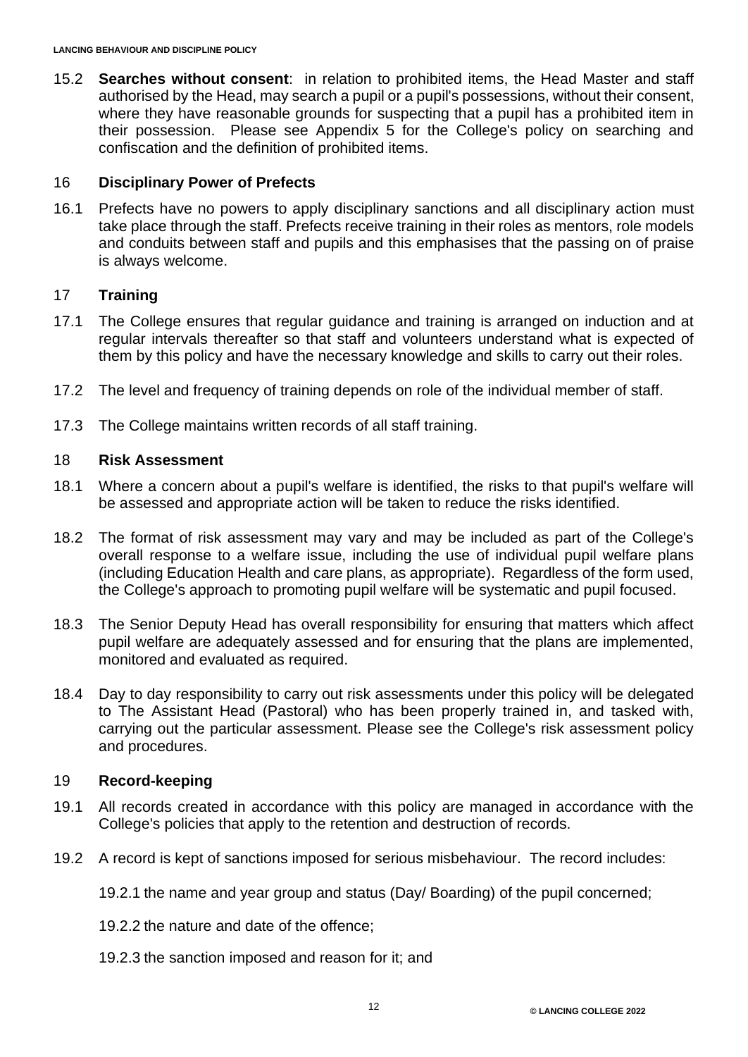15.2 **Searches without consent**: in relation to prohibited items, the Head Master and staff authorised by the Head, may search a pupil or a pupil's possessions, without their consent, where they have reasonable grounds for suspecting that a pupil has a prohibited item in their possession. Please see Appendix 5 for the College's policy on searching and confiscation and the definition of prohibited items.

## 16 Disciplinary Power of Prefects

16.1 Prefects have no powers to apply disciplinary sanctions and all disciplinary action must take place through the staff. Prefects receive training in their roles as mentors, role models and conduits between staff and pupils and this emphasises that the passing on of praise is always welcome.

## 17 Training

17.1 The College ensures that regular guidance and training is arranged on induction and at regular intervals thereafter so that staff and volunteers understand what is expected of them by this policy and have the necessary knowledge and skills to carry out their roles.

17.2 The level and frequency of training depends on role of the individual member of staff.

17.3 The College maintains written records of all staff training.

## 18 Risk Assessment

18.1 Where a concern about a pupil's welfare is identified, the risks to that pupil's welfare will be assessed and appropriate action will be taken to reduce the risks identified.

18.2 The format of risk assessment may vary and may be included as part of the College's overall response to a welfare issue, including the use of individual pupil welfare plans (including Education Health and care plans, as appropriate). Regardless of the form used, the College's approach to promoting pupil welfare will be systematic and pupil focused.

18.3 The Senior Deputy Head has overall responsibility for ensuring that matters which affect pupil welfare are adequately assessed and for ensuring that the plans are implemented, monitored and evaluated as required.

18.4 Day to day responsibility to carry out risk assessments under this policy will be delegated to The Assistant Head (Pastoral) who has been properly trained in, and tasked with, carrying out the particular assessment. Please see the College's risk assessment policy and procedures.

## 19 Record-keeping

19.1 All records created in accordance with this policy are managed in accordance with the College's policies that apply to the retention and destruction of records.

19.2 A record is kept of sanctions imposed for serious misbehaviour. The record includes:

19.2.1 the name and year group and status (Day/ Boarding) of the pupil concerned;

19.2.2 the nature and date of the offence;

19.2.3 the sanction imposed and reason for it; and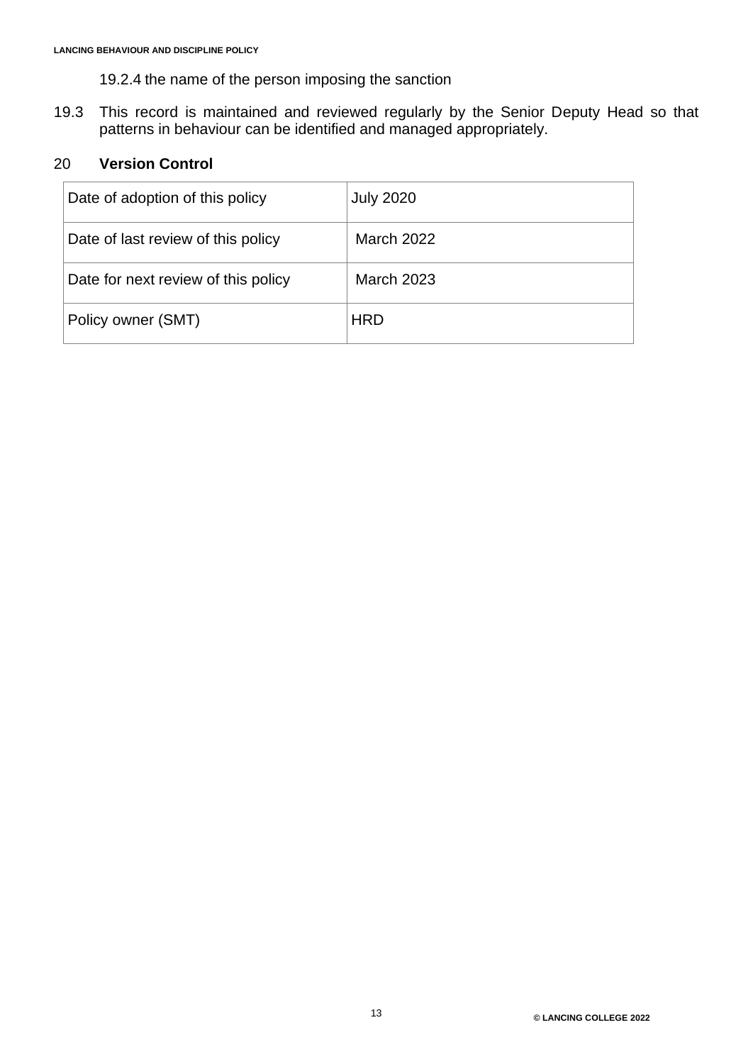19.2.4 the name of the person imposing the sanction

19.3 This record is maintained and reviewed regularly by the Senior Deputy Head so that patterns in behaviour can be identified and managed appropriately.

## 20 Version Control

| Date of adoption of this policy | July 2020 |
|---|---|
| Date of last review of this policy | March 2022 |
| Date for next review of this policy | March 2023 |
| Policy owner (SMT) | HRD |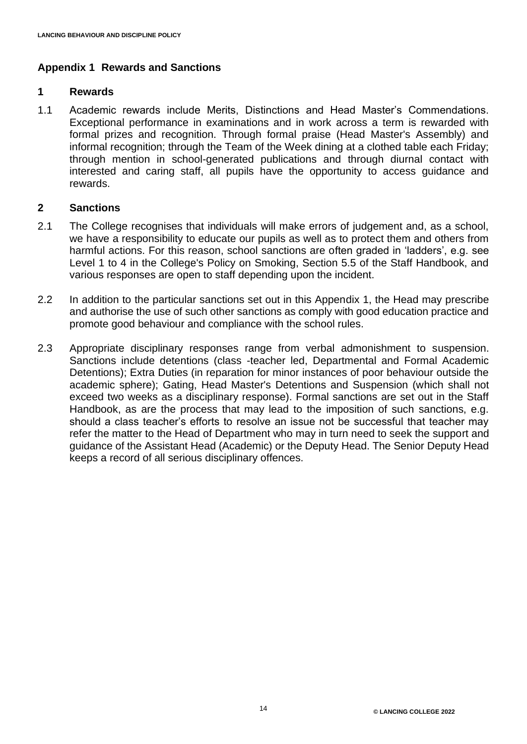## Appendix 1 Rewards and Sanctions

### 1 Rewards

1.1 Academic rewards include Merits, Distinctions and Head Master's Commendations. Exceptional performance in examinations and in work across a term is rewarded with formal prizes and recognition. Through formal praise (Head Master's Assembly) and informal recognition; through the Team of the Week dining at a clothed table each Friday; through mention in school-generated publications and through diurnal contact with interested and caring staff, all pupils have the opportunity to access guidance and rewards.

### 2 Sanctions

2.1 The College recognises that individuals will make errors of judgement and, as a school, we have a responsibility to educate our pupils as well as to protect them and others from harmful actions. For this reason, school sanctions are often graded in 'ladders', e.g. see Level 1 to 4 in the College's Policy on Smoking, Section 5.5 of the Staff Handbook, and various responses are open to staff depending upon the incident.

2.2 In addition to the particular sanctions set out in this Appendix 1, the Head may prescribe and authorise the use of such other sanctions as comply with good education practice and promote good behaviour and compliance with the school rules.

2.3 Appropriate disciplinary responses range from verbal admonishment to suspension. Sanctions include detentions (class -teacher led, Departmental and Formal Academic Detentions); Extra Duties (in reparation for minor instances of poor behaviour outside the academic sphere); Gating, Head Master's Detentions and Suspension (which shall not exceed two weeks as a disciplinary response). Formal sanctions are set out in the Staff Handbook, as are the process that may lead to the imposition of such sanctions, e.g. should a class teacher's efforts to resolve an issue not be successful that teacher may refer the matter to the Head of Department who may in turn need to seek the support and guidance of the Assistant Head (Academic) or the Deputy Head. The Senior Deputy Head keeps a record of all serious disciplinary offences.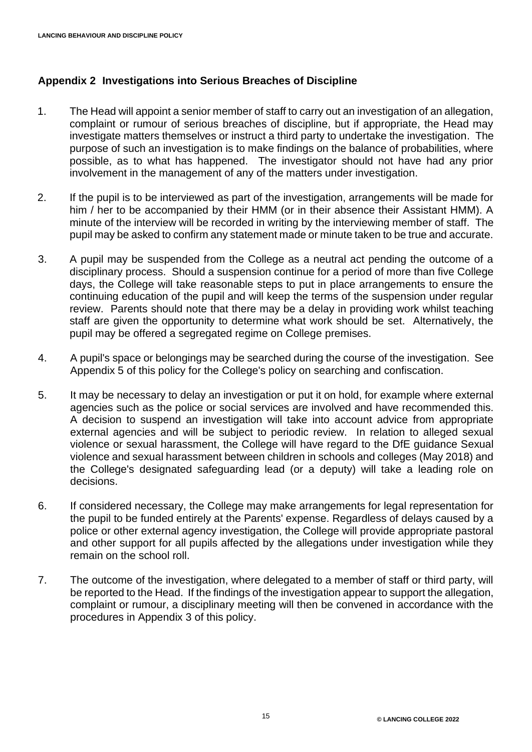## Appendix 2 Investigations into Serious Breaches of Discipline

1. The Head will appoint a senior member of staff to carry out an investigation of an allegation, complaint or rumour of serious breaches of discipline, but if appropriate, the Head may investigate matters themselves or instruct a third party to undertake the investigation. The purpose of such an investigation is to make findings on the balance of probabilities, where possible, as to what has happened. The investigator should not have had any prior involvement in the management of any of the matters under investigation.

2. If the pupil is to be interviewed as part of the investigation, arrangements will be made for him / her to be accompanied by their HMM (or in their absence their Assistant HMM). A minute of the interview will be recorded in writing by the interviewing member of staff. The pupil may be asked to confirm any statement made or minute taken to be true and accurate.

3. A pupil may be suspended from the College as a neutral act pending the outcome of a disciplinary process. Should a suspension continue for a period of more than five College days, the College will take reasonable steps to put in place arrangements to ensure the continuing education of the pupil and will keep the terms of the suspension under regular review. Parents should note that there may be a delay in providing work whilst teaching staff are given the opportunity to determine what work should be set. Alternatively, the pupil may be offered a segregated regime on College premises.

4. A pupil's space or belongings may be searched during the course of the investigation. See Appendix 5 of this policy for the College's policy on searching and confiscation.

5. It may be necessary to delay an investigation or put it on hold, for example where external agencies such as the police or social services are involved and have recommended this. A decision to suspend an investigation will take into account advice from appropriate external agencies and will be subject to periodic review. In relation to alleged sexual violence or sexual harassment, the College will have regard to the DfE guidance Sexual violence and sexual harassment between children in schools and colleges (May 2018) and the College's designated safeguarding lead (or a deputy) will take a leading role on decisions.

6. If considered necessary, the College may make arrangements for legal representation for the pupil to be funded entirely at the Parents' expense. Regardless of delays caused by a police or other external agency investigation, the College will provide appropriate pastoral and other support for all pupils affected by the allegations under investigation while they remain on the school roll.

7. The outcome of the investigation, where delegated to a member of staff or third party, will be reported to the Head. If the findings of the investigation appear to support the allegation, complaint or rumour, a disciplinary meeting will then be convened in accordance with the procedures in Appendix 3 of this policy.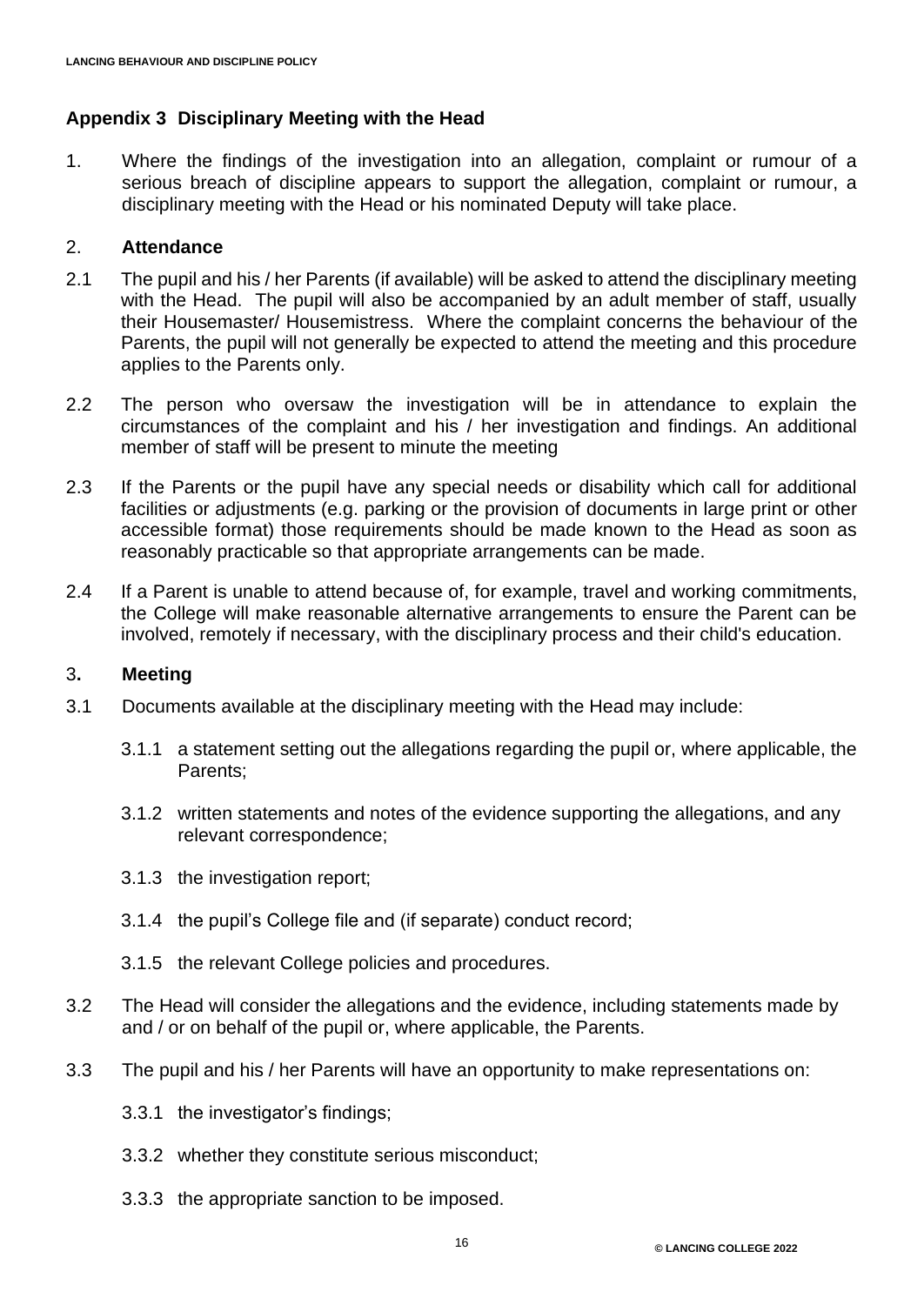## Appendix 3 Disciplinary Meeting with the Head

1. Where the findings of the investigation into an allegation, complaint or rumour of a serious breach of discipline appears to support the allegation, complaint or rumour, a disciplinary meeting with the Head or his nominated Deputy will take place.

### 2. Attendance

2.1 The pupil and his / her Parents (if available) will be asked to attend the disciplinary meeting with the Head. The pupil will also be accompanied by an adult member of staff, usually their Housemaster/ Housemistress. Where the complaint concerns the behaviour of the Parents, the pupil will not generally be expected to attend the meeting and this procedure applies to the Parents only.

2.2 The person who oversaw the investigation will be in attendance to explain the circumstances of the complaint and his / her investigation and findings. An additional member of staff will be present to minute the meeting

2.3 If the Parents or the pupil have any special needs or disability which call for additional facilities or adjustments (e.g. parking or the provision of documents in large print or other accessible format) those requirements should be made known to the Head as soon as reasonably practicable so that appropriate arrangements can be made.

2.4 If a Parent is unable to attend because of, for example, travel and working commitments, the College will make reasonable alternative arrangements to ensure the Parent can be involved, remotely if necessary, with the disciplinary process and their child's education.

### 3. Meeting

3.1 Documents available at the disciplinary meeting with the Head may include:

3.1.1 a statement setting out the allegations regarding the pupil or, where applicable, the Parents;

3.1.2 written statements and notes of the evidence supporting the allegations, and any relevant correspondence;

3.1.3 the investigation report;

3.1.4 the pupil's College file and (if separate) conduct record;

3.1.5 the relevant College policies and procedures.

3.2 The Head will consider the allegations and the evidence, including statements made by and / or on behalf of the pupil or, where applicable, the Parents.

3.3 The pupil and his / her Parents will have an opportunity to make representations on:

3.3.1 the investigator's findings;

3.3.2 whether they constitute serious misconduct;

3.3.3 the appropriate sanction to be imposed.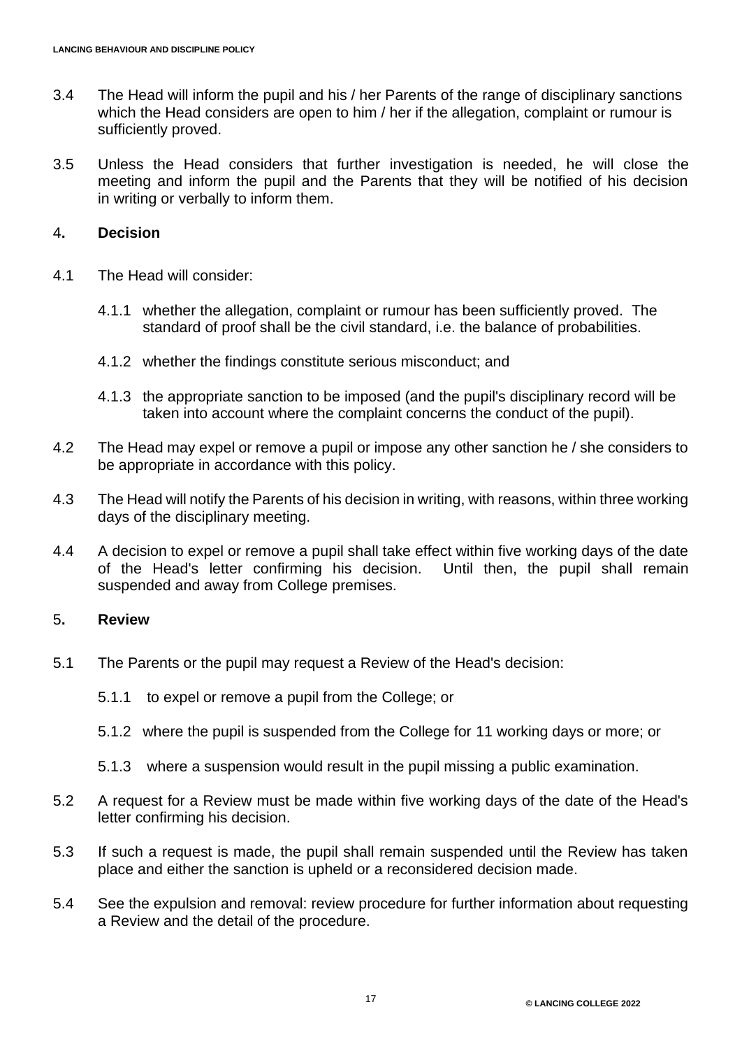3.4 The Head will inform the pupil and his / her Parents of the range of disciplinary sanctions which the Head considers are open to him / her if the allegation, complaint or rumour is sufficiently proved.

3.5 Unless the Head considers that further investigation is needed, he will close the meeting and inform the pupil and the Parents that they will be notified of his decision in writing or verbally to inform them.

## 4. Decision

4.1 The Head will consider:

4.1.1 whether the allegation, complaint or rumour has been sufficiently proved. The standard of proof shall be the civil standard, i.e. the balance of probabilities.

4.1.2 whether the findings constitute serious misconduct; and

4.1.3 the appropriate sanction to be imposed (and the pupil's disciplinary record will be taken into account where the complaint concerns the conduct of the pupil).

4.2 The Head may expel or remove a pupil or impose any other sanction he / she considers to be appropriate in accordance with this policy.

4.3 The Head will notify the Parents of his decision in writing, with reasons, within three working days of the disciplinary meeting.

4.4 A decision to expel or remove a pupil shall take effect within five working days of the date of the Head's letter confirming his decision. Until then, the pupil shall remain suspended and away from College premises.

## 5. Review

5.1 The Parents or the pupil may request a Review of the Head's decision:

5.1.1 to expel or remove a pupil from the College; or

5.1.2 where the pupil is suspended from the College for 11 working days or more; or

5.1.3 where a suspension would result in the pupil missing a public examination.

5.2 A request for a Review must be made within five working days of the date of the Head's letter confirming his decision.

5.3 If such a request is made, the pupil shall remain suspended until the Review has taken place and either the sanction is upheld or a reconsidered decision made.

5.4 See the expulsion and removal: review procedure for further information about requesting a Review and the detail of the procedure.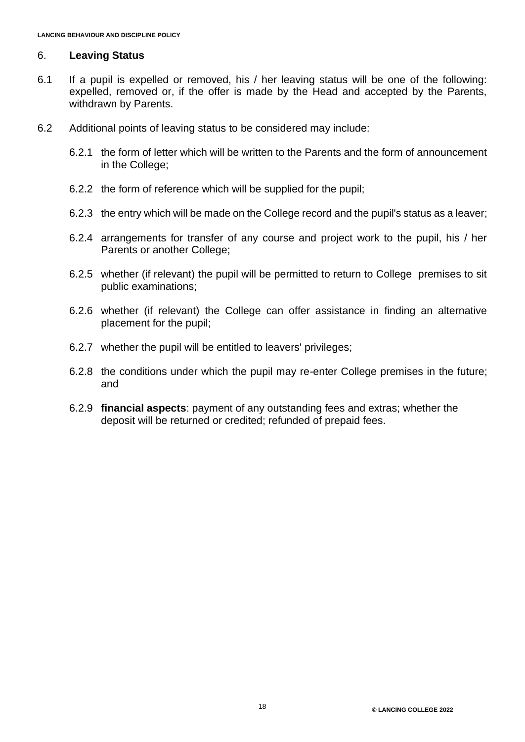## 6. **Leaving Status**

6.1 If a pupil is expelled or removed, his / her leaving status will be one of the following: expelled, removed or, if the offer is made by the Head and accepted by the Parents, withdrawn by Parents.

6.2 Additional points of leaving status to be considered may include:

6.2.1 the form of letter which will be written to the Parents and the form of announcement in the College;

6.2.2 the form of reference which will be supplied for the pupil;

6.2.3 the entry which will be made on the College record and the pupil's status as a leaver;

6.2.4 arrangements for transfer of any course and project work to the pupil, his / her Parents or another College;

6.2.5 whether (if relevant) the pupil will be permitted to return to College premises to sit public examinations;

6.2.6 whether (if relevant) the College can offer assistance in finding an alternative placement for the pupil;

6.2.7 whether the pupil will be entitled to leavers' privileges;

6.2.8 the conditions under which the pupil may re-enter College premises in the future; and

6.2.9 **financial aspects**: payment of any outstanding fees and extras; whether the deposit will be returned or credited; refunded of prepaid fees.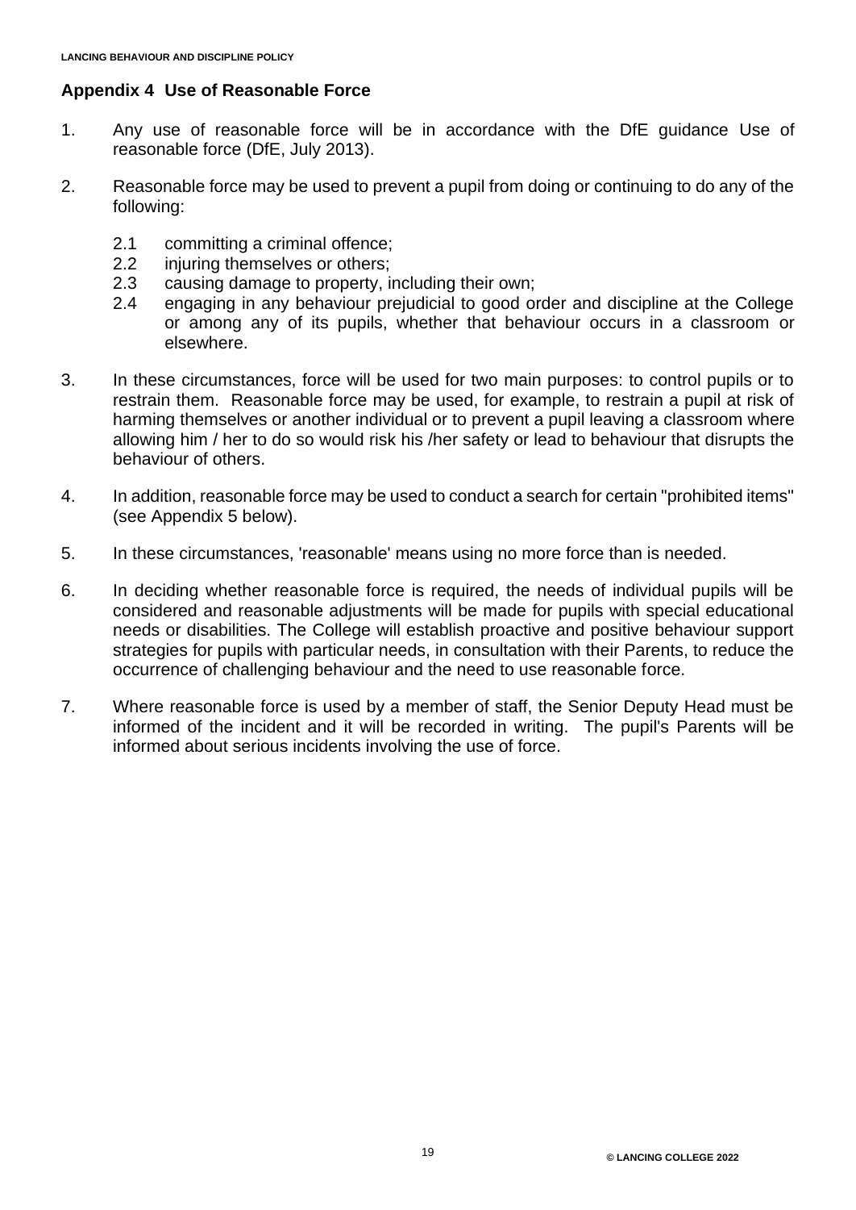## Appendix 4 Use of Reasonable Force

1. Any use of reasonable force will be in accordance with the DfE guidance Use of reasonable force (DfE, July 2013).

2. Reasonable force may be used to prevent a pupil from doing or continuing to do any of the following:

   2.1 committing a criminal offence;

   2.2 injuring themselves or others;

   2.3 causing damage to property, including their own;

   2.4 engaging in any behaviour prejudicial to good order and discipline at the College or among any of its pupils, whether that behaviour occurs in a classroom or elsewhere.

3. In these circumstances, force will be used for two main purposes: to control pupils or to restrain them. Reasonable force may be used, for example, to restrain a pupil at risk of harming themselves or another individual or to prevent a pupil leaving a classroom where allowing him / her to do so would risk his /her safety or lead to behaviour that disrupts the behaviour of others.

4. In addition, reasonable force may be used to conduct a search for certain "prohibited items" (see Appendix 5 below).

5. In these circumstances, 'reasonable' means using no more force than is needed.

6. In deciding whether reasonable force is required, the needs of individual pupils will be considered and reasonable adjustments will be made for pupils with special educational needs or disabilities. The College will establish proactive and positive behaviour support strategies for pupils with particular needs, in consultation with their Parents, to reduce the occurrence of challenging behaviour and the need to use reasonable force.

7. Where reasonable force is used by a member of staff, the Senior Deputy Head must be informed of the incident and it will be recorded in writing. The pupil's Parents will be informed about serious incidents involving the use of force.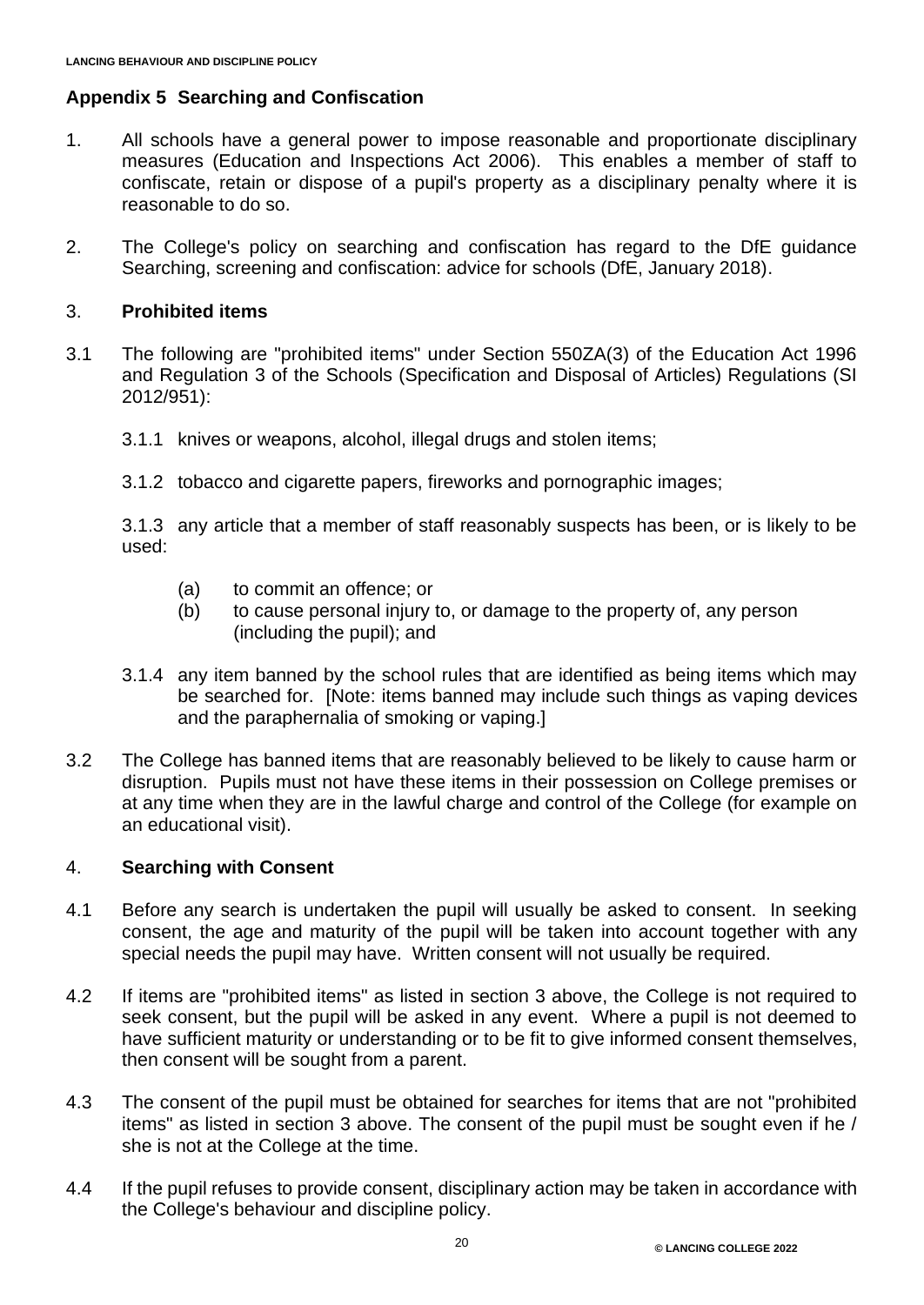## Appendix 5 Searching and Confiscation

1. All schools have a general power to impose reasonable and proportionate disciplinary measures (Education and Inspections Act 2006). This enables a member of staff to confiscate, retain or dispose of a pupil's property as a disciplinary penalty where it is reasonable to do so.

2. The College's policy on searching and confiscation has regard to the DfE guidance Searching, screening and confiscation: advice for schools (DfE, January 2018).

3. **Prohibited items**

3.1 The following are "prohibited items" under Section 550ZA(3) of the Education Act 1996 and Regulation 3 of the Schools (Specification and Disposal of Articles) Regulations (SI 2012/951):

3.1.1 knives or weapons, alcohol, illegal drugs and stolen items;

3.1.2 tobacco and cigarette papers, fireworks and pornographic images;

3.1.3 any article that a member of staff reasonably suspects has been, or is likely to be used:

(a) to commit an offence; or
(b) to cause personal injury to, or damage to the property of, any person (including the pupil); and

3.1.4 any item banned by the school rules that are identified as being items which may be searched for. [Note: items banned may include such things as vaping devices and the paraphernalia of smoking or vaping.]

3.2 The College has banned items that are reasonably believed to be likely to cause harm or disruption. Pupils must not have these items in their possession on College premises or at any time when they are in the lawful charge and control of the College (for example on an educational visit).

4. **Searching with Consent**

4.1 Before any search is undertaken the pupil will usually be asked to consent. In seeking consent, the age and maturity of the pupil will be taken into account together with any special needs the pupil may have. Written consent will not usually be required.

4.2 If items are "prohibited items" as listed in section 3 above, the College is not required to seek consent, but the pupil will be asked in any event. Where a pupil is not deemed to have sufficient maturity or understanding or to be fit to give informed consent themselves, then consent will be sought from a parent.

4.3 The consent of the pupil must be obtained for searches for items that are not "prohibited items" as listed in section 3 above. The consent of the pupil must be sought even if he / she is not at the College at the time.

4.4 If the pupil refuses to provide consent, disciplinary action may be taken in accordance with the College's behaviour and discipline policy.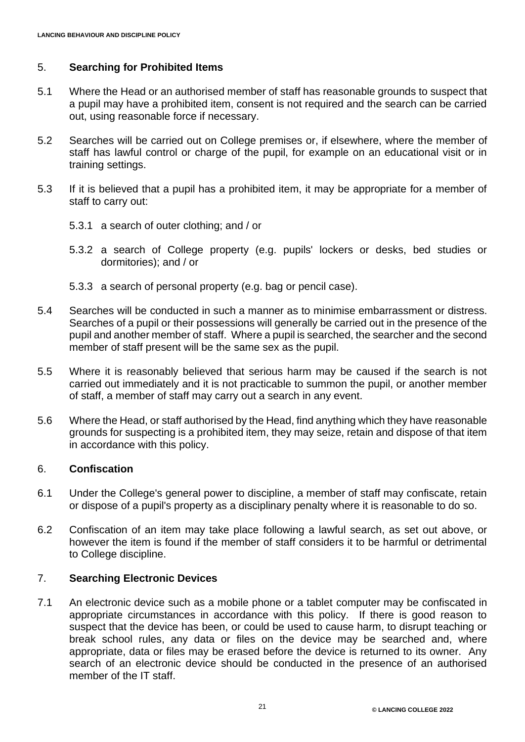## 5. **Searching for Prohibited Items**

5.1 Where the Head or an authorised member of staff has reasonable grounds to suspect that a pupil may have a prohibited item, consent is not required and the search can be carried out, using reasonable force if necessary.

5.2 Searches will be carried out on College premises or, if elsewhere, where the member of staff has lawful control or charge of the pupil, for example on an educational visit or in training settings.

5.3 If it is believed that a pupil has a prohibited item, it may be appropriate for a member of staff to carry out:

5.3.1 a search of outer clothing; and / or

5.3.2 a search of College property (e.g. pupils' lockers or desks, bed studies or dormitories); and / or

5.3.3 a search of personal property (e.g. bag or pencil case).

5.4 Searches will be conducted in such a manner as to minimise embarrassment or distress. Searches of a pupil or their possessions will generally be carried out in the presence of the pupil and another member of staff. Where a pupil is searched, the searcher and the second member of staff present will be the same sex as the pupil.

5.5 Where it is reasonably believed that serious harm may be caused if the search is not carried out immediately and it is not practicable to summon the pupil, or another member of staff, a member of staff may carry out a search in any event.

5.6 Where the Head, or staff authorised by the Head, find anything which they have reasonable grounds for suspecting is a prohibited item, they may seize, retain and dispose of that item in accordance with this policy.

## 6. **Confiscation**

6.1 Under the College's general power to discipline, a member of staff may confiscate, retain or dispose of a pupil's property as a disciplinary penalty where it is reasonable to do so.

6.2 Confiscation of an item may take place following a lawful search, as set out above, or however the item is found if the member of staff considers it to be harmful or detrimental to College discipline.

## 7. **Searching Electronic Devices**

7.1 An electronic device such as a mobile phone or a tablet computer may be confiscated in appropriate circumstances in accordance with this policy. If there is good reason to suspect that the device has been, or could be used to cause harm, to disrupt teaching or break school rules, any data or files on the device may be searched and, where appropriate, data or files may be erased before the device is returned to its owner. Any search of an electronic device should be conducted in the presence of an authorised member of the IT staff.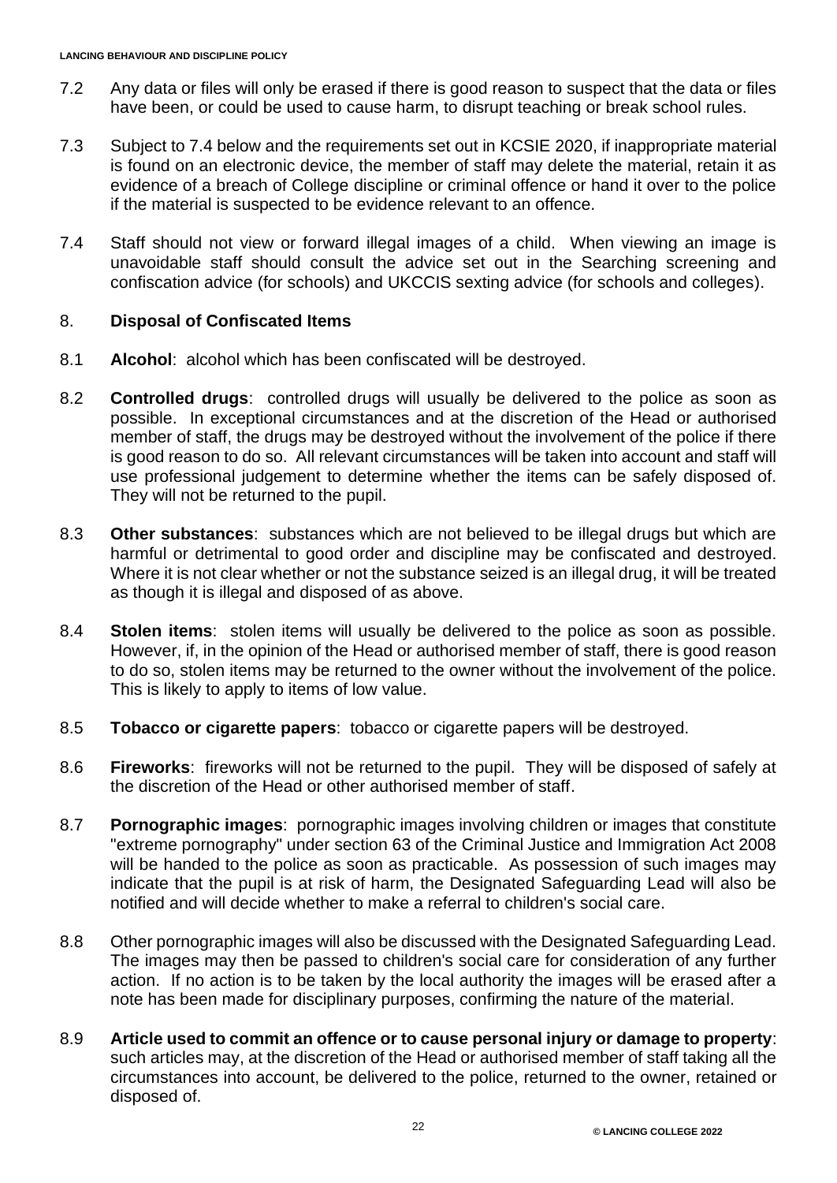7.2 Any data or files will only be erased if there is good reason to suspect that the data or files have been, or could be used to cause harm, to disrupt teaching or break school rules.

7.3 Subject to 7.4 below and the requirements set out in KCSIE 2020, if inappropriate material is found on an electronic device, the member of staff may delete the material, retain it as evidence of a breach of College discipline or criminal offence or hand it over to the police if the material is suspected to be evidence relevant to an offence.

7.4 Staff should not view or forward illegal images of a child. When viewing an image is unavoidable staff should consult the advice set out in the Searching screening and confiscation advice (for schools) and UKCCIS sexting advice (for schools and colleges).

## 8. Disposal of Confiscated Items

8.1 **Alcohol**: alcohol which has been confiscated will be destroyed.

8.2 **Controlled drugs**: controlled drugs will usually be delivered to the police as soon as possible. In exceptional circumstances and at the discretion of the Head or authorised member of staff, the drugs may be destroyed without the involvement of the police if there is good reason to do so. All relevant circumstances will be taken into account and staff will use professional judgement to determine whether the items can be safely disposed of. They will not be returned to the pupil.

8.3 **Other substances**: substances which are not believed to be illegal drugs but which are harmful or detrimental to good order and discipline may be confiscated and destroyed. Where it is not clear whether or not the substance seized is an illegal drug, it will be treated as though it is illegal and disposed of as above.

8.4 **Stolen items**: stolen items will usually be delivered to the police as soon as possible. However, if, in the opinion of the Head or authorised member of staff, there is good reason to do so, stolen items may be returned to the owner without the involvement of the police. This is likely to apply to items of low value.

8.5 **Tobacco or cigarette papers**: tobacco or cigarette papers will be destroyed.

8.6 **Fireworks**: fireworks will not be returned to the pupil. They will be disposed of safely at the discretion of the Head or other authorised member of staff.

8.7 **Pornographic images**: pornographic images involving children or images that constitute "extreme pornography" under section 63 of the Criminal Justice and Immigration Act 2008 will be handed to the police as soon as practicable. As possession of such images may indicate that the pupil is at risk of harm, the Designated Safeguarding Lead will also be notified and will decide whether to make a referral to children's social care.

8.8 Other pornographic images will also be discussed with the Designated Safeguarding Lead. The images may then be passed to children's social care for consideration of any further action. If no action is to be taken by the local authority the images will be erased after a note has been made for disciplinary purposes, confirming the nature of the material.

8.9 **Article used to commit an offence or to cause personal injury or damage to property**: such articles may, at the discretion of the Head or authorised member of staff taking all the circumstances into account, be delivered to the police, returned to the owner, retained or disposed of.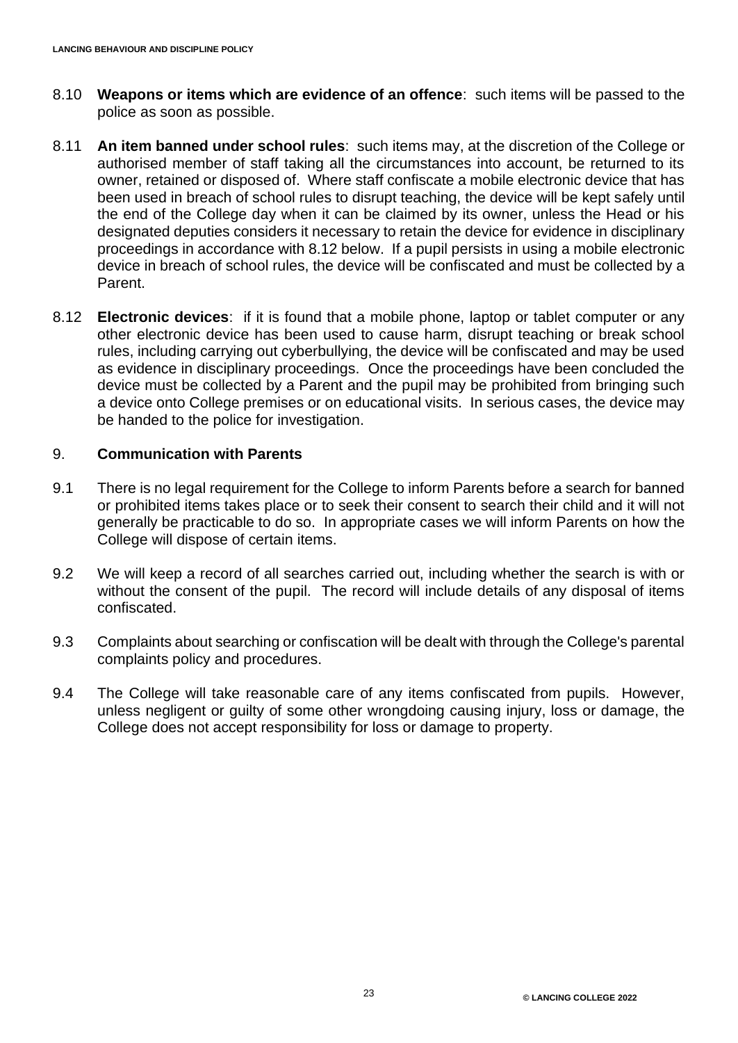8.10 **Weapons or items which are evidence of an offence**: such items will be passed to the police as soon as possible.

8.11 **An item banned under school rules**: such items may, at the discretion of the College or authorised member of staff taking all the circumstances into account, be returned to its owner, retained or disposed of. Where staff confiscate a mobile electronic device that has been used in breach of school rules to disrupt teaching, the device will be kept safely until the end of the College day when it can be claimed by its owner, unless the Head or his designated deputies considers it necessary to retain the device for evidence in disciplinary proceedings in accordance with 8.12 below. If a pupil persists in using a mobile electronic device in breach of school rules, the device will be confiscated and must be collected by a Parent.

8.12 **Electronic devices**: if it is found that a mobile phone, laptop or tablet computer or any other electronic device has been used to cause harm, disrupt teaching or break school rules, including carrying out cyberbullying, the device will be confiscated and may be used as evidence in disciplinary proceedings. Once the proceedings have been concluded the device must be collected by a Parent and the pupil may be prohibited from bringing such a device onto College premises or on educational visits. In serious cases, the device may be handed to the police for investigation.

## 9. Communication with Parents

9.1 There is no legal requirement for the College to inform Parents before a search for banned or prohibited items takes place or to seek their consent to search their child and it will not generally be practicable to do so. In appropriate cases we will inform Parents on how the College will dispose of certain items.

9.2 We will keep a record of all searches carried out, including whether the search is with or without the consent of the pupil. The record will include details of any disposal of items confiscated.

9.3 Complaints about searching or confiscation will be dealt with through the College's parental complaints policy and procedures.

9.4 The College will take reasonable care of any items confiscated from pupils. However, unless negligent or guilty of some other wrongdoing causing injury, loss or damage, the College does not accept responsibility for loss or damage to property.